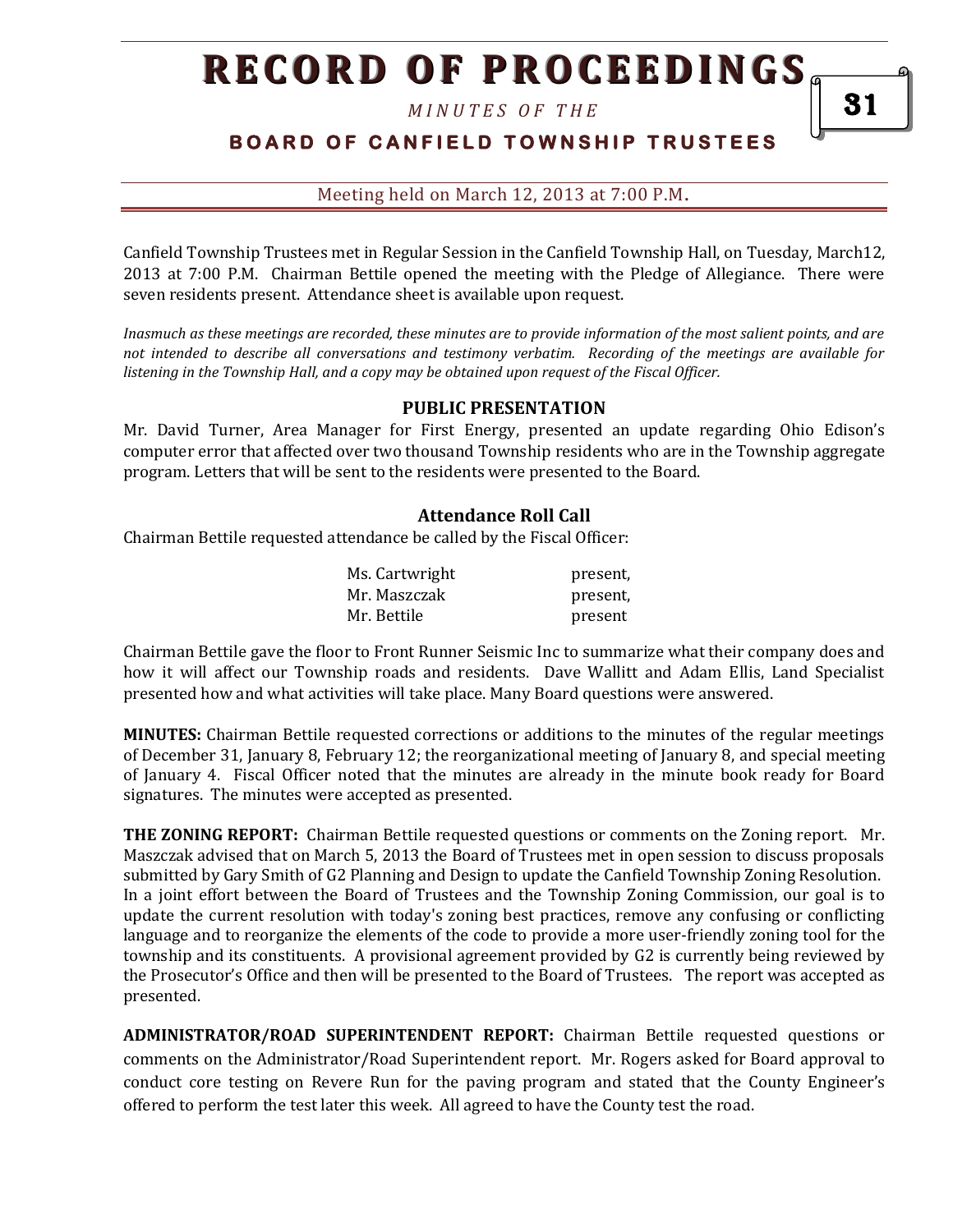# RECORD OF PROCEEDINGS

*MINUTES OF THE*

## BOARD OF CANFIELD TOWNSHIP TRUSTEES

Meeting held on March 12, 2013 at 7:00 P.M.

Canfield Township Trustees met in Regular Session in the Canfield Township Hall, on Tuesday, March12, 2013 at 7:00 P.M. Chairman Bettile opened the meeting with the Pledge of Allegiance. There were seven residents present. Attendance sheet is available upon request.

*Inasmuch as these meetings are recorded, these minutes are to provide information of the most salient points, and are not intended to describe all conversations and testimony verbatim. Recording of the meetings are available for listening in the Township Hall, and a copy may be obtained upon request of the Fiscal Officer.*

### PUBLIC PRESENTATION

Mr. David Turner, Area Manager for First Energy, presented an update regarding Ohio Edison's computer error that affected over two thousand Township residents who are in the Township aggregate program. Letters that will be sent to the residents were presented to the Board.

### Attendance Roll Call

Chairman Bettile requested attendance be called by the Fiscal Officer:

| | |
|---|---|
| Ms. Cartwright | present, |
| Mr. Maszczak | present, |
| Mr. Bettile | present |

Chairman Bettile gave the floor to Front Runner Seismic Inc to summarize what their company does and how it will affect our Township roads and residents. Dave Wallitt and Adam Ellis, Land Specialist presented how and what activities will take place. Many Board questions were answered.

**MINUTES:** Chairman Bettile requested corrections or additions to the minutes of the regular meetings of December 31, January 8, February 12; the reorganizational meeting of January 8, and special meeting of January 4. Fiscal Officer noted that the minutes are already in the minute book ready for Board signatures. The minutes were accepted as presented.

**THE ZONING REPORT:** Chairman Bettile requested questions or comments on the Zoning report. Mr. Maszczak advised that on March 5, 2013 the Board of Trustees met in open session to discuss proposals submitted by Gary Smith of G2 Planning and Design to update the Canfield Township Zoning Resolution. In a joint effort between the Board of Trustees and the Township Zoning Commission, our goal is to update the current resolution with today's zoning best practices, remove any confusing or conflicting language and to reorganize the elements of the code to provide a more user-friendly zoning tool for the township and its constituents. A provisional agreement provided by G2 is currently being reviewed by the Prosecutor's Office and then will be presented to the Board of Trustees. The report was accepted as presented.

**ADMINISTRATOR/ROAD SUPERINTENDENT REPORT:** Chairman Bettile requested questions or comments on the Administrator/Road Superintendent report. Mr. Rogers asked for Board approval to conduct core testing on Revere Run for the paving program and stated that the County Engineer's offered to perform the test later this week. All agreed to have the County test the road.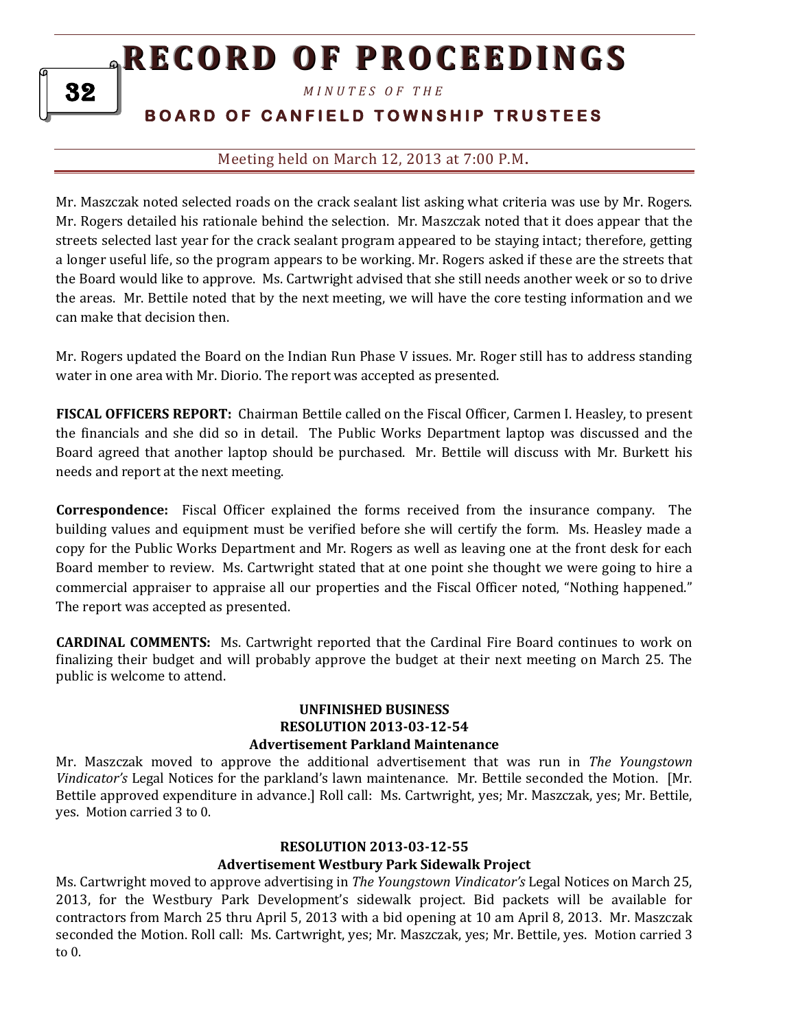Mr. Maszczak noted selected roads on the crack sealant list asking what criteria was use by Mr. Rogers. Mr. Rogers detailed his rationale behind the selection. Mr. Maszczak noted that it does appear that the streets selected last year for the crack sealant program appeared to be staying intact; therefore, getting a longer useful life, so the program appears to be working. Mr. Rogers asked if these are the streets that the Board would like to approve. Ms. Cartwright advised that she still needs another week or so to drive the areas. Mr. Bettile noted that by the next meeting, we will have the core testing information and we can make that decision then.

Mr. Rogers updated the Board on the Indian Run Phase V issues. Mr. Roger still has to address standing water in one area with Mr. Diorio. The report was accepted as presented.

**FISCAL OFFICERS REPORT:** Chairman Bettile called on the Fiscal Officer, Carmen I. Heasley, to present the financials and she did so in detail. The Public Works Department laptop was discussed and the Board agreed that another laptop should be purchased. Mr. Bettile will discuss with Mr. Burkett his needs and report at the next meeting.

**Correspondence:** Fiscal Officer explained the forms received from the insurance company. The building values and equipment must be verified before she will certify the form. Ms. Heasley made a copy for the Public Works Department and Mr. Rogers as well as leaving one at the front desk for each Board member to review. Ms. Cartwright stated that at one point she thought we were going to hire a commercial appraiser to appraise all our properties and the Fiscal Officer noted, "Nothing happened." The report was accepted as presented.

**CARDINAL COMMENTS:** Ms. Cartwright reported that the Cardinal Fire Board continues to work on finalizing their budget and will probably approve the budget at their next meeting on March 25. The public is welcome to attend.

## UNFINISHED BUSINESS

### RESOLUTION 2013-03-12-54
### Advertisement Parkland Maintenance

Mr. Maszczak moved to approve the additional advertisement that was run in *The Youngstown Vindicator's* Legal Notices for the parkland's lawn maintenance. Mr. Bettile seconded the Motion. [Mr. Bettile approved expenditure in advance.] Roll call: Ms. Cartwright, yes; Mr. Maszczak, yes; Mr. Bettile, yes. Motion carried 3 to 0.

### RESOLUTION 2013-03-12-55
### Advertisement Westbury Park Sidewalk Project

Ms. Cartwright moved to approve advertising in *The Youngstown Vindicator's* Legal Notices on March 25, 2013, for the Westbury Park Development's sidewalk project. Bid packets will be available for contractors from March 25 thru April 5, 2013 with a bid opening at 10 am April 8, 2013. Mr. Maszczak seconded the Motion. Roll call: Ms. Cartwright, yes; Mr. Maszczak, yes; Mr. Bettile, yes. Motion carried 3 to 0.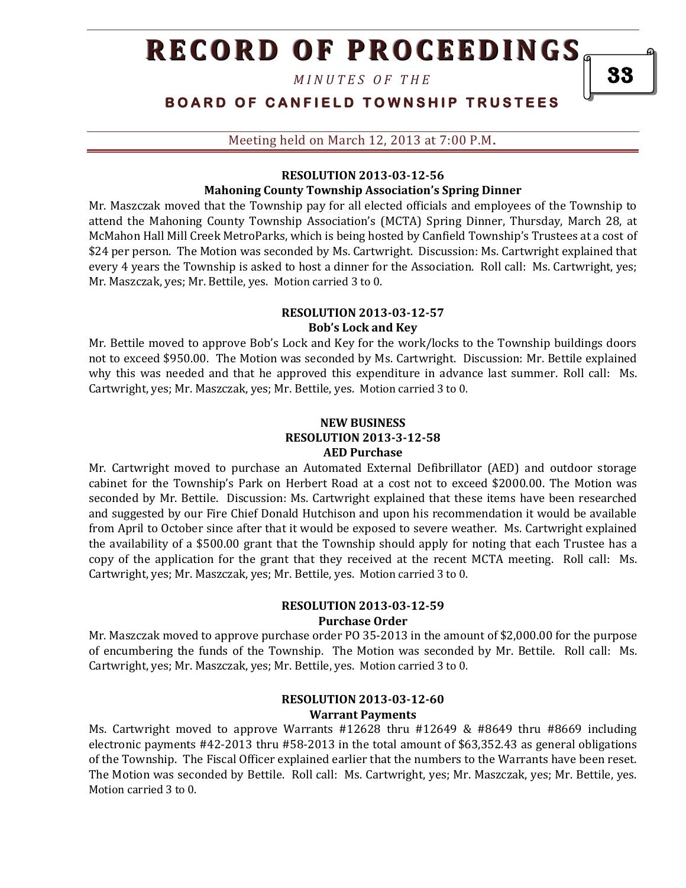### RESOLUTION 2013-03-12-56
**Mahoning County Township Association's Spring Dinner**

Mr. Maszczak moved that the Township pay for all elected officials and employees of the Township to attend the Mahoning County Township Association's (MCTA) Spring Dinner, Thursday, March 28, at McMahon Hall Mill Creek MetroParks, which is being hosted by Canfield Township's Trustees at a cost of $24 per person. The Motion was seconded by Ms. Cartwright. Discussion: Ms. Cartwright explained that every 4 years the Township is asked to host a dinner for the Association. Roll call: Ms. Cartwright, yes; Mr. Maszczak, yes; Mr. Bettile, yes. Motion carried 3 to 0.

### RESOLUTION 2013-03-12-57
**Bob's Lock and Key**

Mr. Bettile moved to approve Bob's Lock and Key for the work/locks to the Township buildings doors not to exceed $950.00. The Motion was seconded by Ms. Cartwright. Discussion: Mr. Bettile explained why this was needed and that he approved this expenditure in advance last summer. Roll call: Ms. Cartwright, yes; Mr. Maszczak, yes; Mr. Bettile, yes. Motion carried 3 to 0.

### NEW BUSINESS
### RESOLUTION 2013-3-12-58
**AED Purchase**

Mr. Cartwright moved to purchase an Automated External Defibrillator (AED) and outdoor storage cabinet for the Township's Park on Herbert Road at a cost not to exceed $2000.00. The Motion was seconded by Mr. Bettile. Discussion: Ms. Cartwright explained that these items have been researched and suggested by our Fire Chief Donald Hutchison and upon his recommendation it would be available from April to October since after that it would be exposed to severe weather. Ms. Cartwright explained the availability of a $500.00 grant that the Township should apply for noting that each Trustee has a copy of the application for the grant that they received at the recent MCTA meeting. Roll call: Ms. Cartwright, yes; Mr. Maszczak, yes; Mr. Bettile, yes. Motion carried 3 to 0.

### RESOLUTION 2013-03-12-59
**Purchase Order**

Mr. Maszczak moved to approve purchase order PO 35-2013 in the amount of $2,000.00 for the purpose of encumbering the funds of the Township. The Motion was seconded by Mr. Bettile. Roll call: Ms. Cartwright, yes; Mr. Maszczak, yes; Mr. Bettile, yes. Motion carried 3 to 0.

### RESOLUTION 2013-03-12-60
**Warrant Payments**

Ms. Cartwright moved to approve Warrants #12628 thru #12649 & #8649 thru #8669 including electronic payments #42-2013 thru #58-2013 in the total amount of $63,352.43 as general obligations of the Township. The Fiscal Officer explained earlier that the numbers to the Warrants have been reset. The Motion was seconded by Bettile. Roll call: Ms. Cartwright, yes; Mr. Maszczak, yes; Mr. Bettile, yes. Motion carried 3 to 0.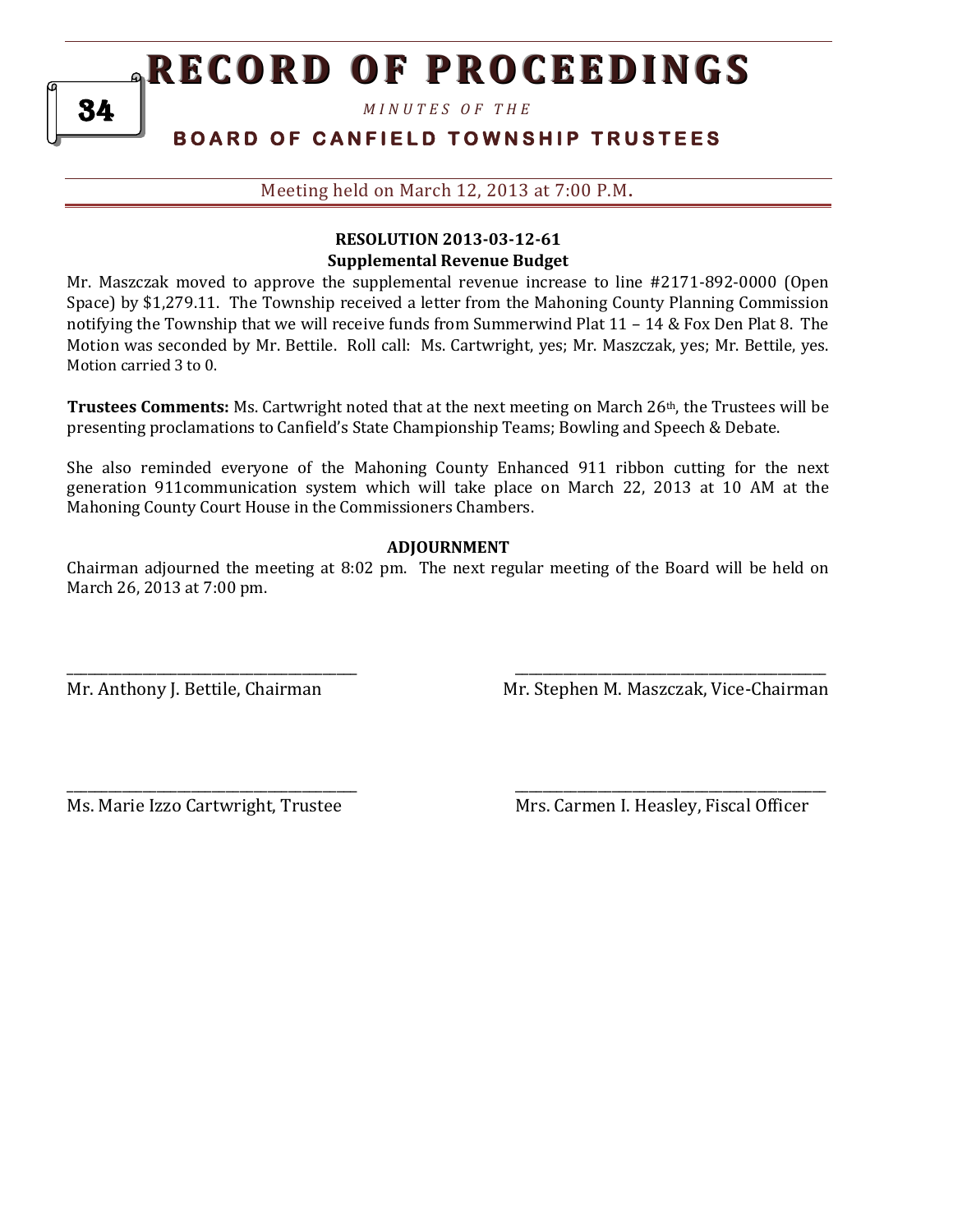**RESOLUTION 2013-03-12-61**
**Supplemental Revenue Budget**

Mr. Maszczak moved to approve the supplemental revenue increase to line #2171-892-0000 (Open Space) by $1,279.11. The Township received a letter from the Mahoning County Planning Commission notifying the Township that we will receive funds from Summerwind Plat 11 – 14 & Fox Den Plat 8. The Motion was seconded by Mr. Bettile. Roll call: Ms. Cartwright, yes; Mr. Maszczak, yes; Mr. Bettile, yes. Motion carried 3 to 0.

**Trustees Comments:** Ms. Cartwright noted that at the next meeting on March 26th, the Trustees will be presenting proclamations to Canfield's State Championship Teams; Bowling and Speech & Debate.

She also reminded everyone of the Mahoning County Enhanced 911 ribbon cutting for the next generation 911communication system which will take place on March 22, 2013 at 10 AM at the Mahoning County Court House in the Commissioners Chambers.

**ADJOURNMENT**

Chairman adjourned the meeting at 8:02 pm. The next regular meeting of the Board will be held on March 26, 2013 at 7:00 pm.

_______________________________________
Mr. Anthony J. Bettile, Chairman

_______________________________________
Mr. Stephen M. Maszczak, Vice-Chairman

_______________________________________
Ms. Marie Izzo Cartwright, Trustee

_______________________________________
Mrs. Carmen I. Heasley, Fiscal Officer